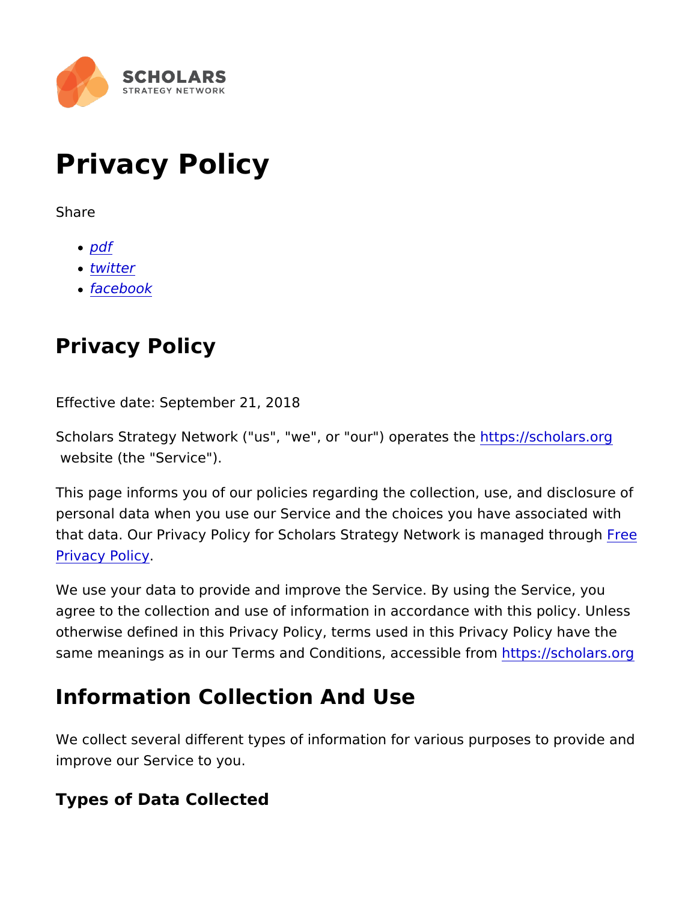SCHOLARS
STRATEGY NETWORK

# Privacy Policy

Share

- *pdf*
- *twitter*
- *facebook*

## Privacy Policy

Effective date: September 21, 2018

Scholars Strategy Network ("us", "we", or "our") operates the https://scholars.org website (the "Service").

This page informs you of our policies regarding the collection, use, and disclosure of personal data when you use our Service and the choices you have associated with that data. Our Privacy Policy for Scholars Strategy Network is managed through Free Privacy Policy.

We use your data to provide and improve the Service. By using the Service, you agree to the collection and use of information in accordance with this policy. Unless otherwise defined in this Privacy Policy, terms used in this Privacy Policy have the same meanings as in our Terms and Conditions, accessible from https://scholars.org

## Information Collection And Use

We collect several different types of information for various purposes to provide and improve our Service to you.

### Types of Data Collected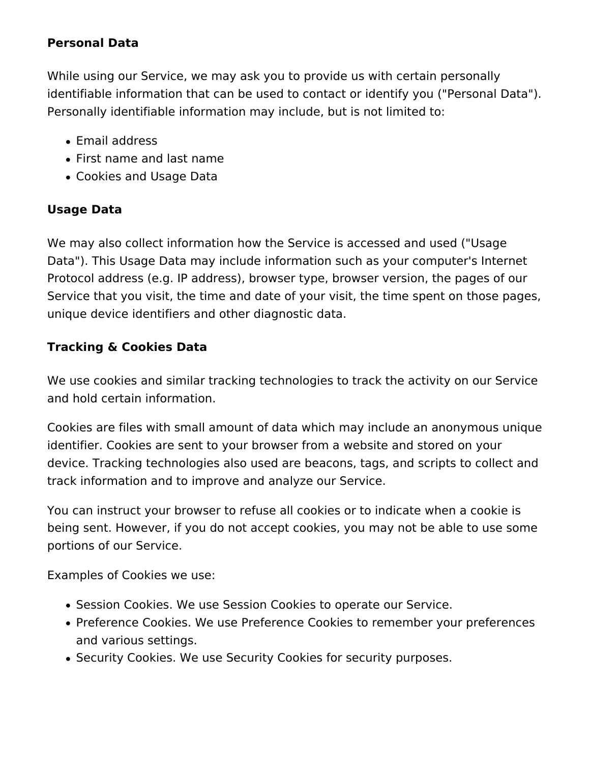**Personal Data**

While using our Service, we may ask you to provide us with certain personally identifiable information that can be used to contact or identify you ("Personal Data"). Personally identifiable information may include, but is not limited to:

- Email address
- First name and last name
- Cookies and Usage Data

**Usage Data**

We may also collect information how the Service is accessed and used ("Usage Data"). This Usage Data may include information such as your computer's Internet Protocol address (e.g. IP address), browser type, browser version, the pages of our Service that you visit, the time and date of your visit, the time spent on those pages, unique device identifiers and other diagnostic data.

**Tracking & Cookies Data**

We use cookies and similar tracking technologies to track the activity on our Service and hold certain information.

Cookies are files with small amount of data which may include an anonymous unique identifier. Cookies are sent to your browser from a website and stored on your device. Tracking technologies also used are beacons, tags, and scripts to collect and track information and to improve and analyze our Service.

You can instruct your browser to refuse all cookies or to indicate when a cookie is being sent. However, if you do not accept cookies, you may not be able to use some portions of our Service.

Examples of Cookies we use:

- Session Cookies. We use Session Cookies to operate our Service.
- Preference Cookies. We use Preference Cookies to remember your preferences and various settings.
- Security Cookies. We use Security Cookies for security purposes.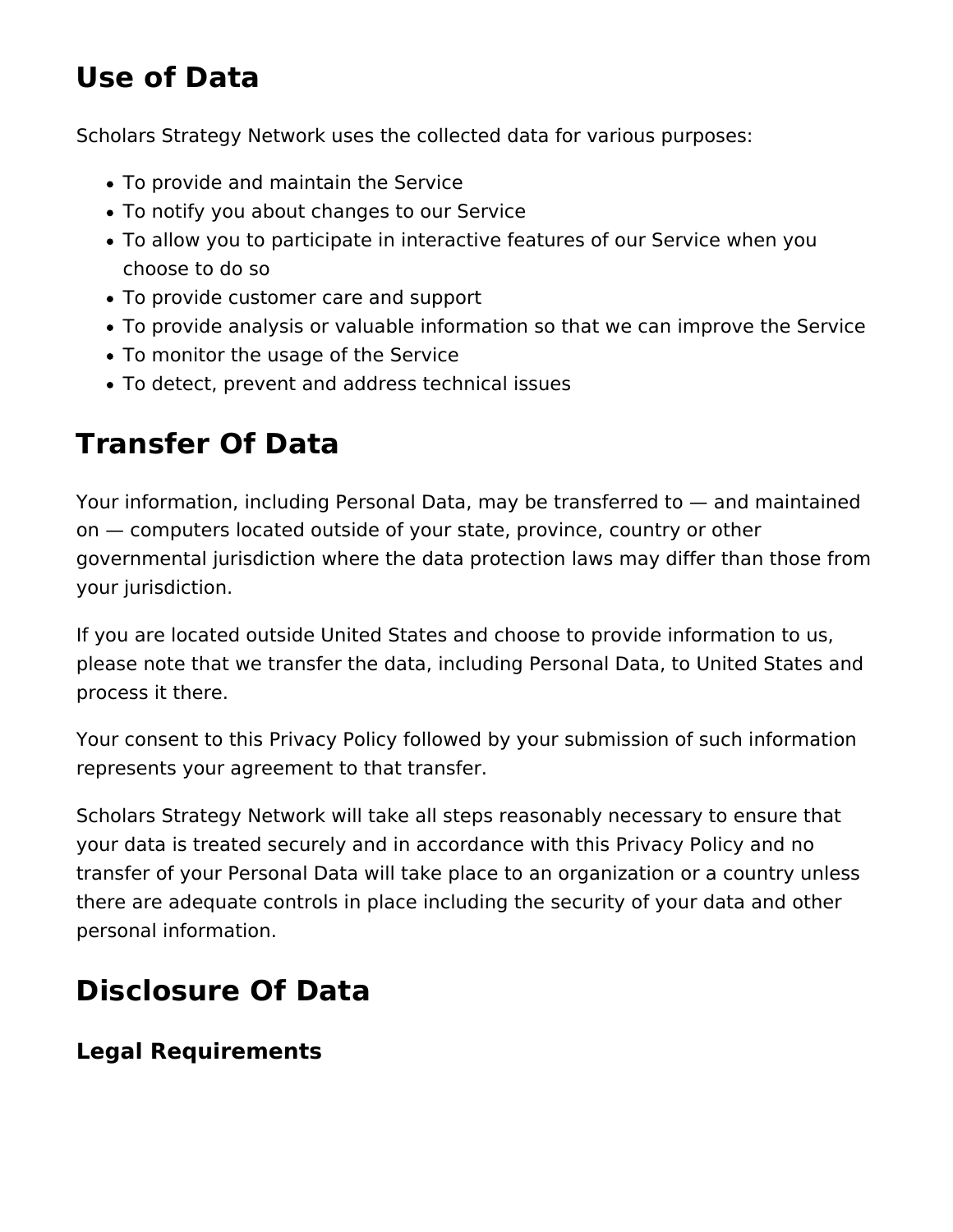# Use of Data

Scholars Strategy Network uses the collected data for various purposes:

- To provide and maintain the Service
- To notify you about changes to our Service
- To allow you to participate in interactive features of our Service when you choose to do so
- To provide customer care and support
- To provide analysis or valuable information so that we can improve the Service
- To monitor the usage of the Service
- To detect, prevent and address technical issues

# Transfer Of Data

Your information, including Personal Data, may be transferred to — and maintained on — computers located outside of your state, province, country or other governmental jurisdiction where the data protection laws may differ than those from your jurisdiction.

If you are located outside United States and choose to provide information to us, please note that we transfer the data, including Personal Data, to United States and process it there.

Your consent to this Privacy Policy followed by your submission of such information represents your agreement to that transfer.

Scholars Strategy Network will take all steps reasonably necessary to ensure that your data is treated securely and in accordance with this Privacy Policy and no transfer of your Personal Data will take place to an organization or a country unless there are adequate controls in place including the security of your data and other personal information.

# Disclosure Of Data

## Legal Requirements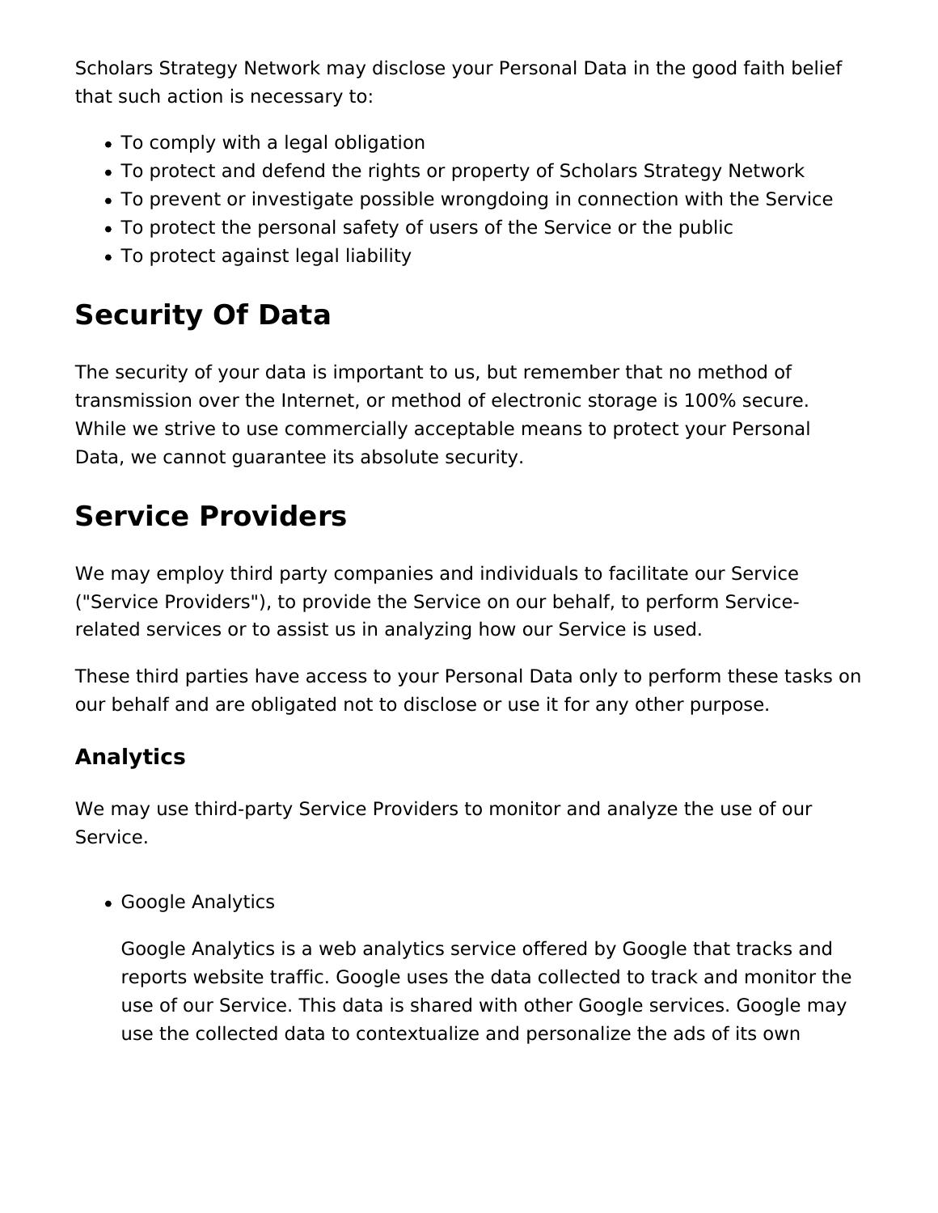Scholars Strategy Network may disclose your Personal Data in the good faith belief that such action is necessary to:

- To comply with a legal obligation
- To protect and defend the rights or property of Scholars Strategy Network
- To prevent or investigate possible wrongdoing in connection with the Service
- To protect the personal safety of users of the Service or the public
- To protect against legal liability

# Security Of Data

The security of your data is important to us, but remember that no method of transmission over the Internet, or method of electronic storage is 100% secure. While we strive to use commercially acceptable means to protect your Personal Data, we cannot guarantee its absolute security.

# Service Providers

We may employ third party companies and individuals to facilitate our Service ("Service Providers"), to provide the Service on our behalf, to perform Service-related services or to assist us in analyzing how our Service is used.

These third parties have access to your Personal Data only to perform these tasks on our behalf and are obligated not to disclose or use it for any other purpose.

## Analytics

We may use third-party Service Providers to monitor and analyze the use of our Service.

- Google Analytics

  Google Analytics is a web analytics service offered by Google that tracks and reports website traffic. Google uses the data collected to track and monitor the use of our Service. This data is shared with other Google services. Google may use the collected data to contextualize and personalize the ads of its own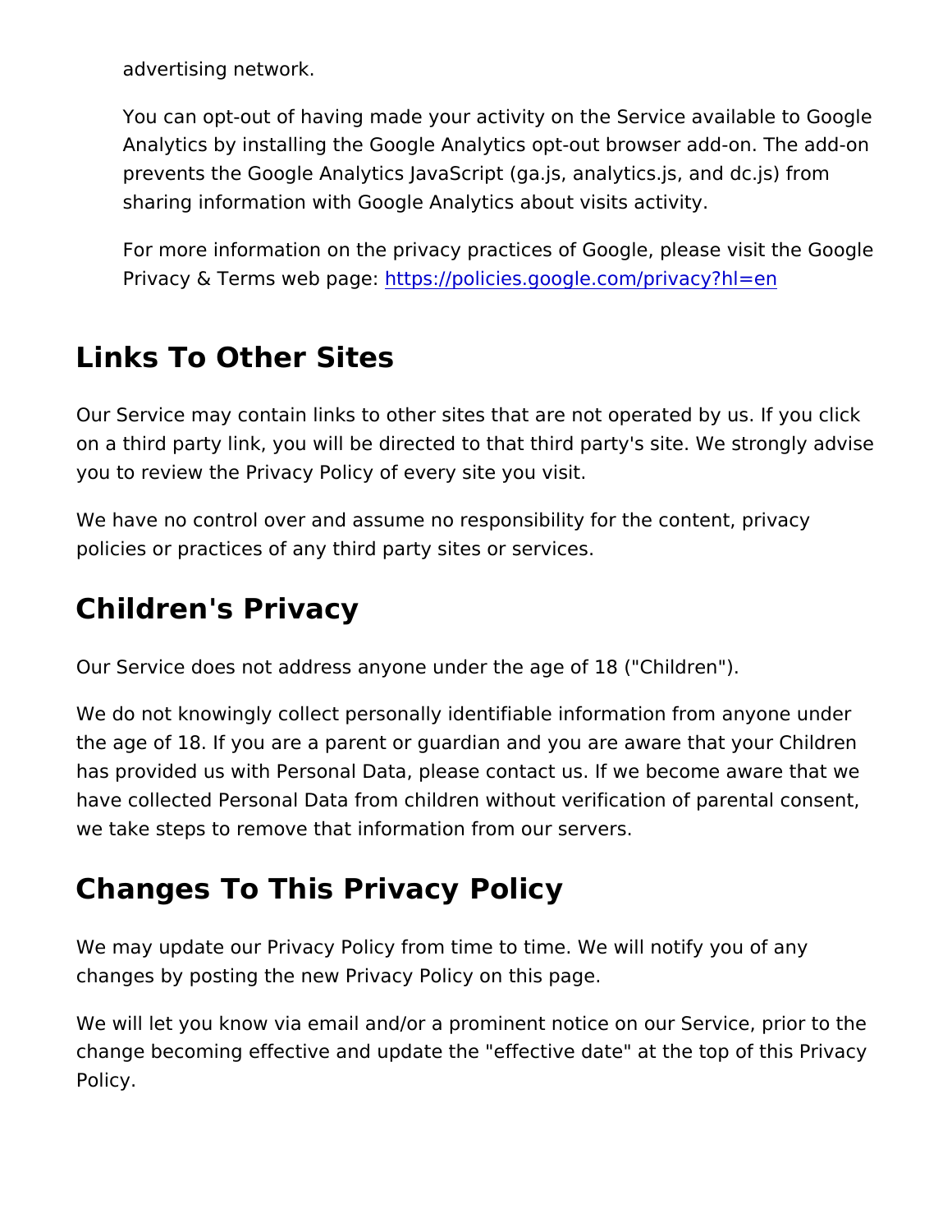advertising network.

You can opt-out of having made your activity on the Service available to Google Analytics by installing the Google Analytics opt-out browser add-on. The add-on prevents the Google Analytics JavaScript (ga.js, analytics.js, and dc.js) from sharing information with Google Analytics about visits activity.

For more information on the privacy practices of Google, please visit the Google Privacy & Terms web page: https://policies.google.com/privacy?hl=en

## Links To Other Sites

Our Service may contain links to other sites that are not operated by us. If you click on a third party link, you will be directed to that third party's site. We strongly advise you to review the Privacy Policy of every site you visit.

We have no control over and assume no responsibility for the content, privacy policies or practices of any third party sites or services.

## Children's Privacy

Our Service does not address anyone under the age of 18 ("Children").

We do not knowingly collect personally identifiable information from anyone under the age of 18. If you are a parent or guardian and you are aware that your Children has provided us with Personal Data, please contact us. If we become aware that we have collected Personal Data from children without verification of parental consent, we take steps to remove that information from our servers.

## Changes To This Privacy Policy

We may update our Privacy Policy from time to time. We will notify you of any changes by posting the new Privacy Policy on this page.

We will let you know via email and/or a prominent notice on our Service, prior to the change becoming effective and update the "effective date" at the top of this Privacy Policy.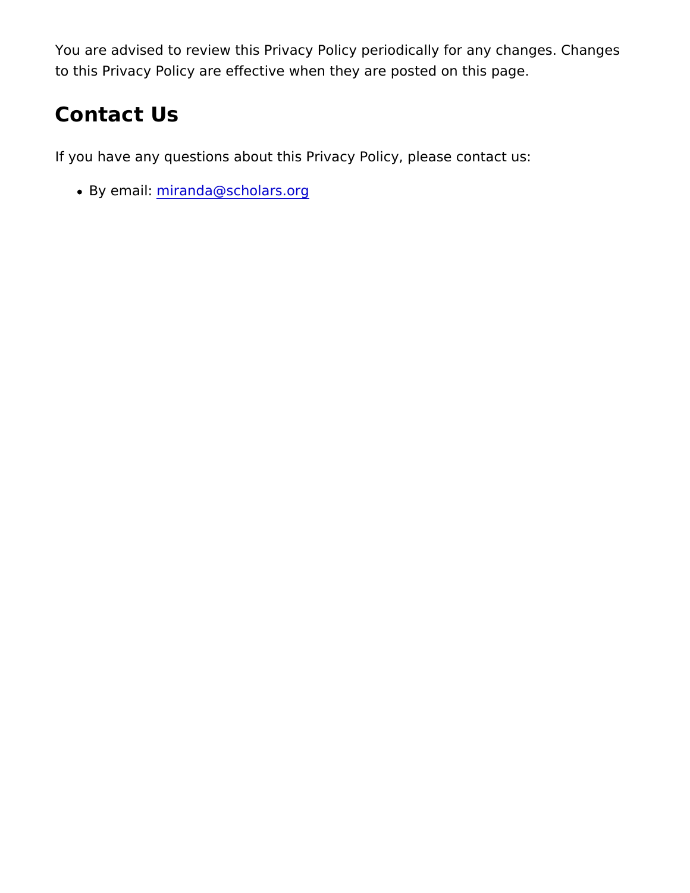You are advised to review this Privacy Policy periodically for any changes. Changes to this Privacy Policy are effective when they are posted on this page.

## Contact Us

If you have any questions about this Privacy Policy, please contact us:

- By email: miranda@scholars.org